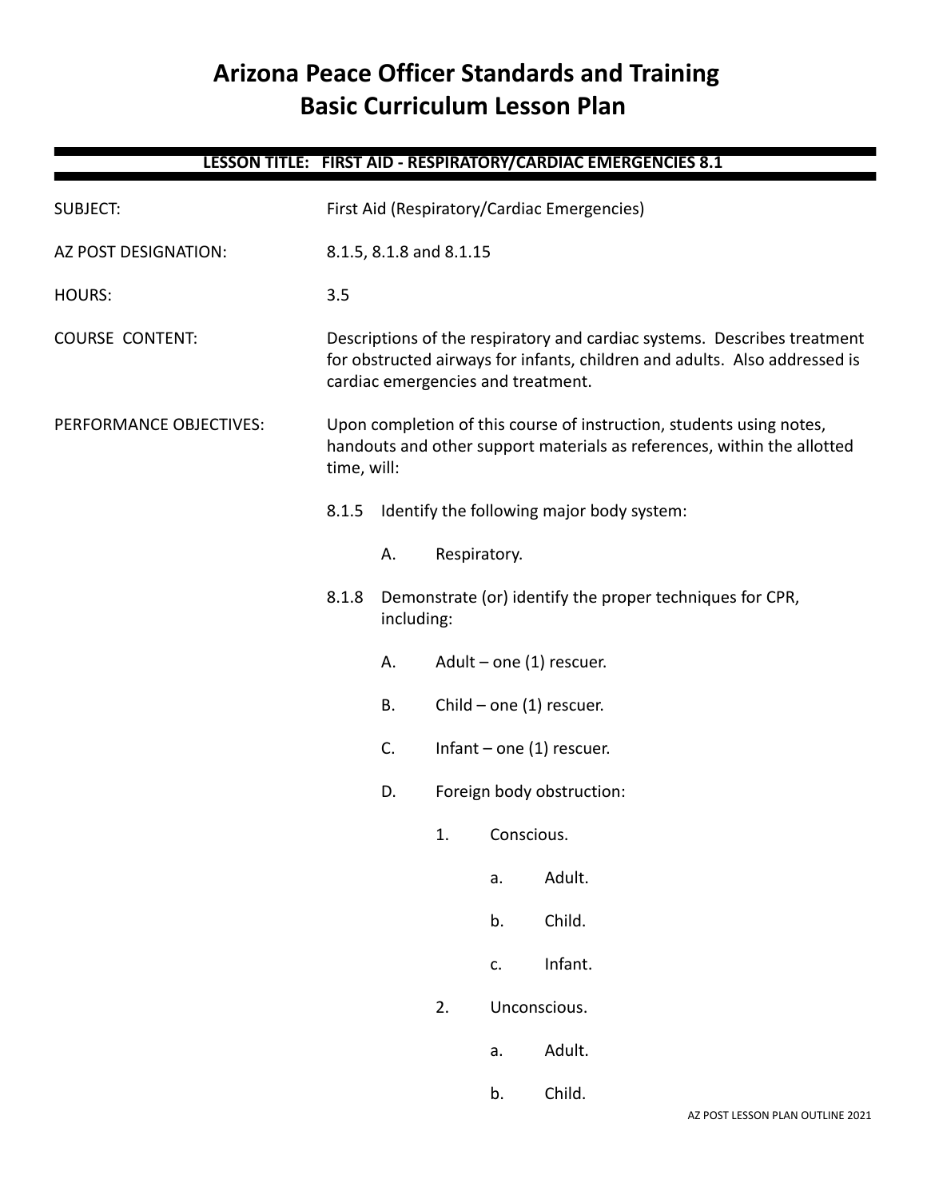# Arizona Peace Officer Standards and Training
# Basic Curriculum Lesson Plan

**LESSON TITLE: FIRST AID - RESPIRATORY/CARDIAC EMERGENCIES 8.1**

SUBJECT: First Aid (Respiratory/Cardiac Emergencies)

AZ POST DESIGNATION: 8.1.5, 8.1.8 and 8.1.15

HOURS: 3.5

COURSE CONTENT: Descriptions of the respiratory and cardiac systems. Describes treatment for obstructed airways for infants, children and adults. Also addressed is cardiac emergencies and treatment.

PERFORMANCE OBJECTIVES: Upon completion of this course of instruction, students using notes, handouts and other support materials as references, within the allotted time, will:

8.1.5 Identify the following major body system:

- A. Respiratory.

8.1.8 Demonstrate (or) identify the proper techniques for CPR, including:

- A. Adult – one (1) rescuer.
- B. Child – one (1) rescuer.
- C. Infant – one (1) rescuer.
- D. Foreign body obstruction:
  1. Conscious.
     - a. Adult.
     - b. Child.
     - c. Infant.
  2. Unconscious.
     - a. Adult.
     - b. Child.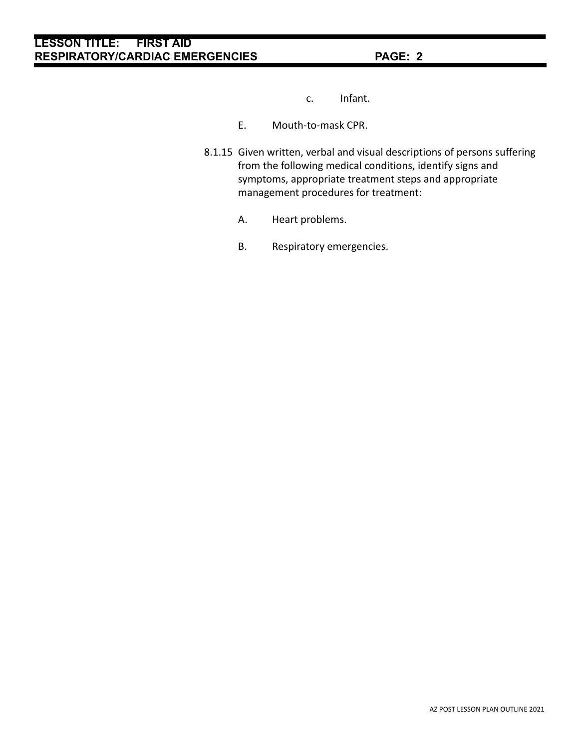c. Infant.

E. Mouth-to-mask CPR.

8.1.15 Given written, verbal and visual descriptions of persons suffering from the following medical conditions, identify signs and symptoms, appropriate treatment steps and appropriate management procedures for treatment:

A. Heart problems.

B. Respiratory emergencies.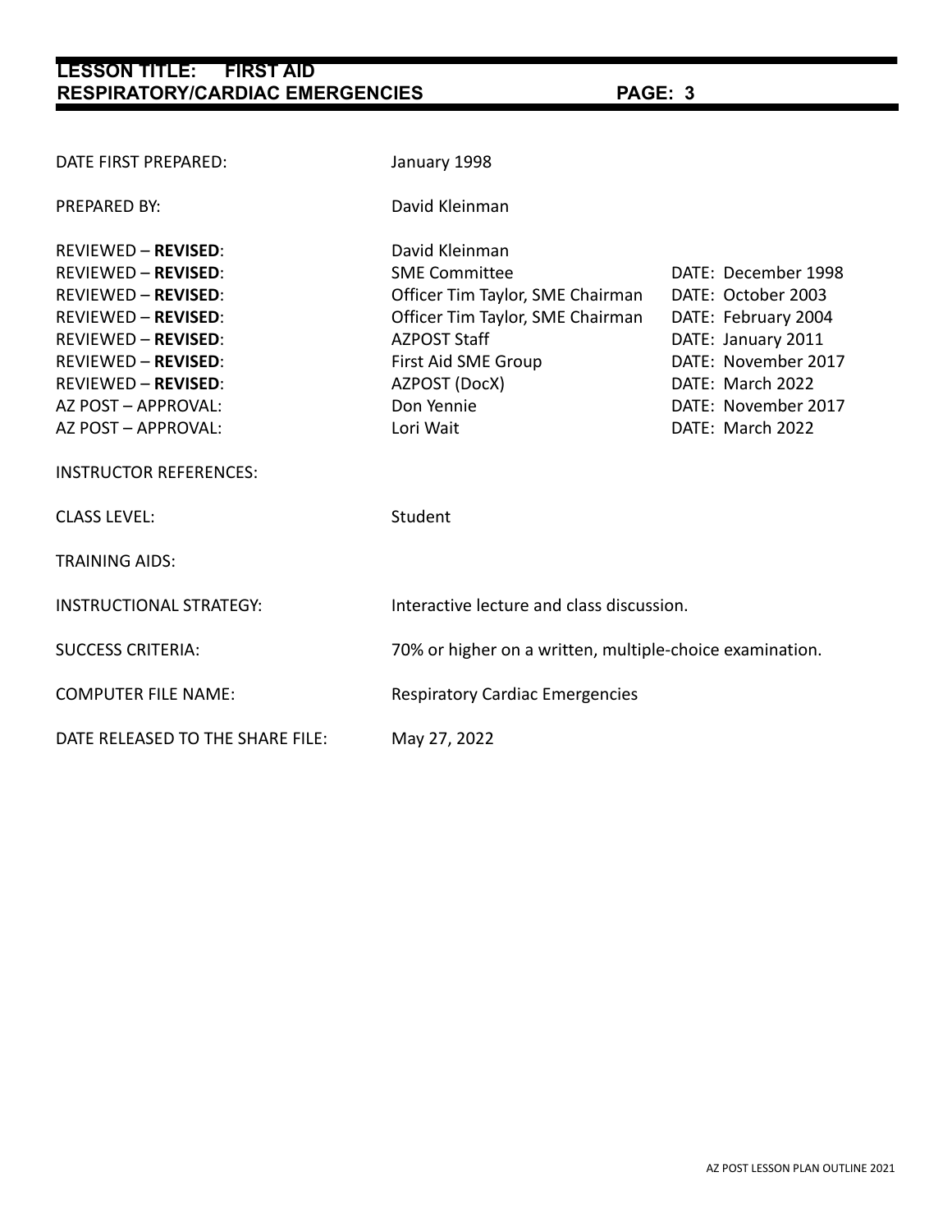| | | |
|---|---|---|
| DATE FIRST PREPARED: | January 1998 | |
| PREPARED BY: | David Kleinman | |
| REVIEWED – **REVISED**: | David Kleinman | |
| REVIEWED – **REVISED**: | SME Committee | DATE: December 1998 |
| REVIEWED – **REVISED**: | Officer Tim Taylor, SME Chairman | DATE: October 2003 |
| REVIEWED – **REVISED**: | Officer Tim Taylor, SME Chairman | DATE: February 2004 |
| REVIEWED – **REVISED**: | AZPOST Staff | DATE: January 2011 |
| REVIEWED – **REVISED**: | First Aid SME Group | DATE: November 2017 |
| REVIEWED – **REVISED**: | AZPOST (DocX) | DATE: March 2022 |
| AZ POST – APPROVAL: | Don Yennie | DATE: November 2017 |
| AZ POST – APPROVAL: | Lori Wait | DATE: March 2022 |
| INSTRUCTOR REFERENCES: | | |
| CLASS LEVEL: | Student | |
| TRAINING AIDS: | | |
| INSTRUCTIONAL STRATEGY: | Interactive lecture and class discussion. | |
| SUCCESS CRITERIA: | 70% or higher on a written, multiple-choice examination. | |
| COMPUTER FILE NAME: | Respiratory Cardiac Emergencies | |
| DATE RELEASED TO THE SHARE FILE: | May 27, 2022 | |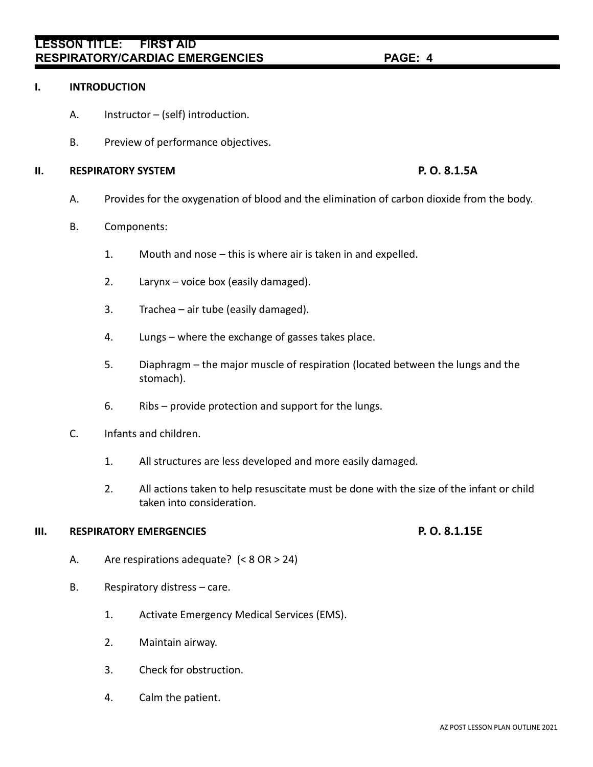## I. INTRODUCTION

A. Instructor – (self) introduction.

B. Preview of performance objectives.

## II. RESPIRATORY SYSTEM — P. O. 8.1.5A

A. Provides for the oxygenation of blood and the elimination of carbon dioxide from the body.

B. Components:

1. Mouth and nose – this is where air is taken in and expelled.
2. Larynx – voice box (easily damaged).
3. Trachea – air tube (easily damaged).
4. Lungs – where the exchange of gasses takes place.
5. Diaphragm – the major muscle of respiration (located between the lungs and the stomach).
6. Ribs – provide protection and support for the lungs.

C. Infants and children.

1. All structures are less developed and more easily damaged.
2. All actions taken to help resuscitate must be done with the size of the infant or child taken into consideration.

## III. RESPIRATORY EMERGENCIES — P. O. 8.1.15E

A. Are respirations adequate? (< 8 OR > 24)

B. Respiratory distress – care.

1. Activate Emergency Medical Services (EMS).
2. Maintain airway.
3. Check for obstruction.
4. Calm the patient.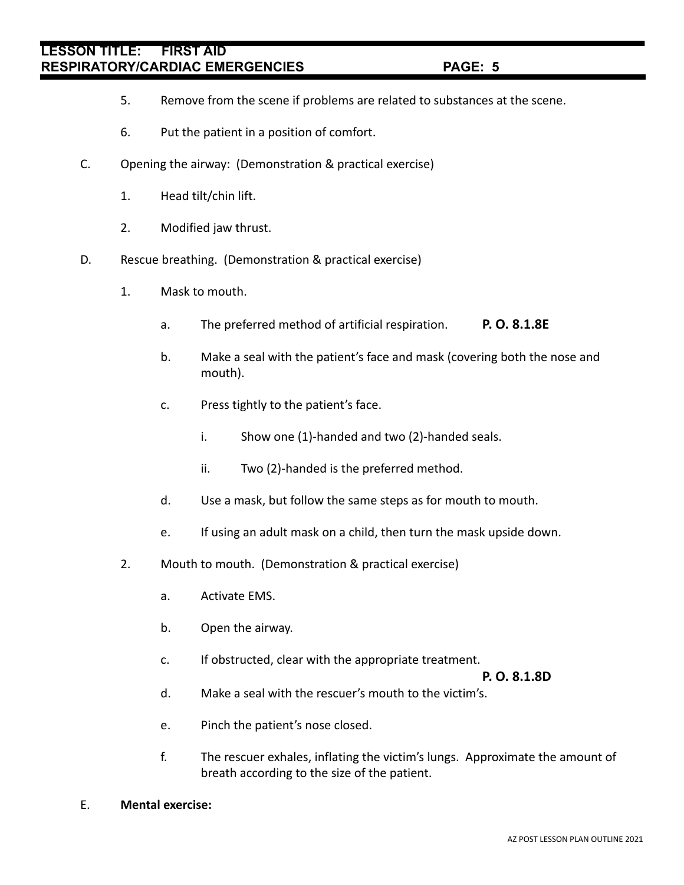5. Remove from the scene if problems are related to substances at the scene.

6. Put the patient in a position of comfort.

C. Opening the airway: (Demonstration & practical exercise)

   1. Head tilt/chin lift.

   2. Modified jaw thrust.

D. Rescue breathing. (Demonstration & practical exercise)

   1. Mask to mouth.

      a. The preferred method of artificial respiration. **P. O. 8.1.8E**

      b. Make a seal with the patient's face and mask (covering both the nose and mouth).

      c. Press tightly to the patient's face.

         i. Show one (1)-handed and two (2)-handed seals.

         ii. Two (2)-handed is the preferred method.

      d. Use a mask, but follow the same steps as for mouth to mouth.

      e. If using an adult mask on a child, then turn the mask upside down.

   2. Mouth to mouth. (Demonstration & practical exercise)

      a. Activate EMS.

      b. Open the airway.

      c. If obstructed, clear with the appropriate treatment. **P. O. 8.1.8D**

      d. Make a seal with the rescuer's mouth to the victim's.

      e. Pinch the patient's nose closed.

      f. The rescuer exhales, inflating the victim's lungs. Approximate the amount of breath according to the size of the patient.

E. **Mental exercise:**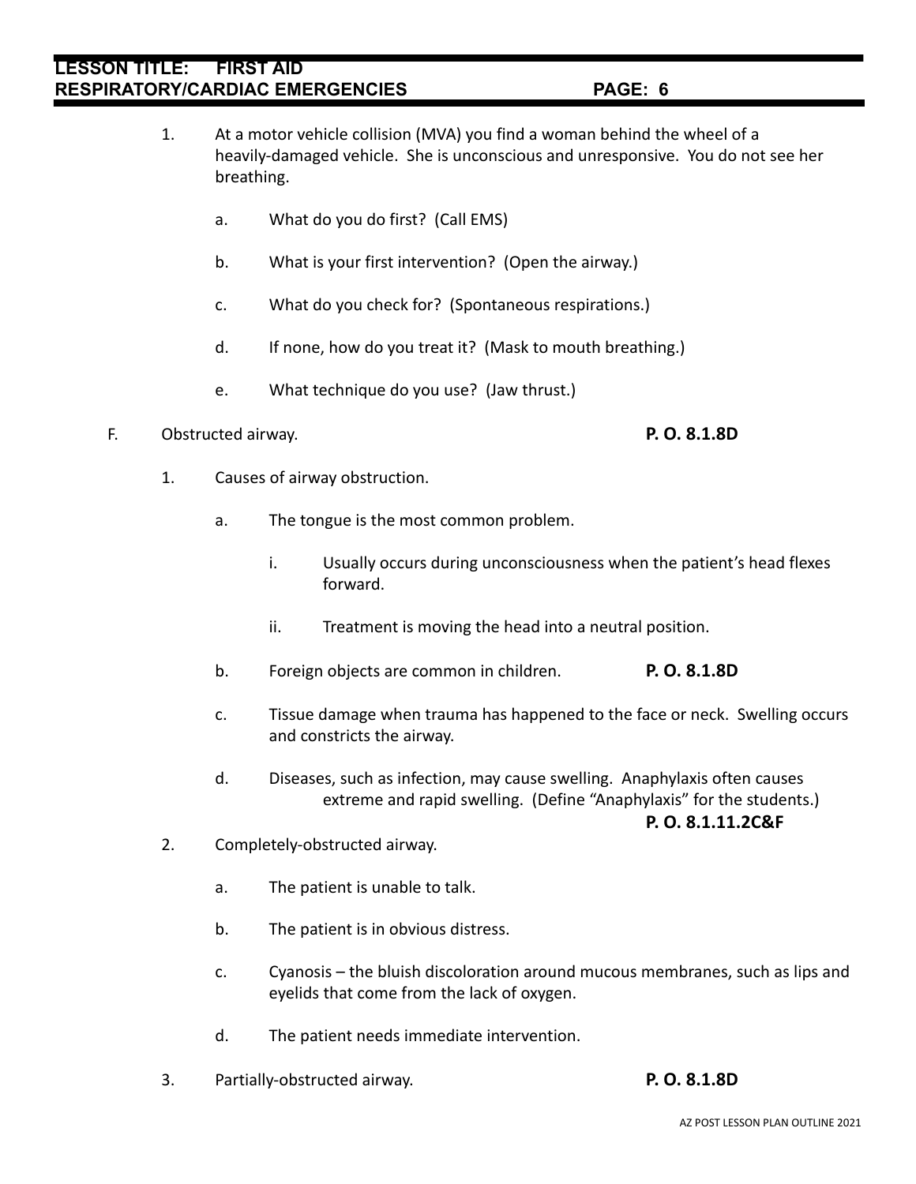1. At a motor vehicle collision (MVA) you find a woman behind the wheel of a heavily-damaged vehicle. She is unconscious and unresponsive. You do not see her breathing.

    a. What do you do first? (Call EMS)

    b. What is your first intervention? (Open the airway.)

    c. What do you check for? (Spontaneous respirations.)

    d. If none, how do you treat it? (Mask to mouth breathing.)

    e. What technique do you use? (Jaw thrust.)

F. Obstructed airway. **P. O. 8.1.8D**

1. Causes of airway obstruction.

    a. The tongue is the most common problem.

        i. Usually occurs during unconsciousness when the patient's head flexes forward.

        ii. Treatment is moving the head into a neutral position.

    b. Foreign objects are common in children. **P. O. 8.1.8D**

    c. Tissue damage when trauma has happened to the face or neck. Swelling occurs and constricts the airway.

    d. Diseases, such as infection, may cause swelling. Anaphylaxis often causes extreme and rapid swelling. (Define "Anaphylaxis" for the students.) **P. O. 8.1.11.2C&F**

2. Completely-obstructed airway.

    a. The patient is unable to talk.

    b. The patient is in obvious distress.

    c. Cyanosis – the bluish discoloration around mucous membranes, such as lips and eyelids that come from the lack of oxygen.

    d. The patient needs immediate intervention.

3. Partially-obstructed airway. **P. O. 8.1.8D**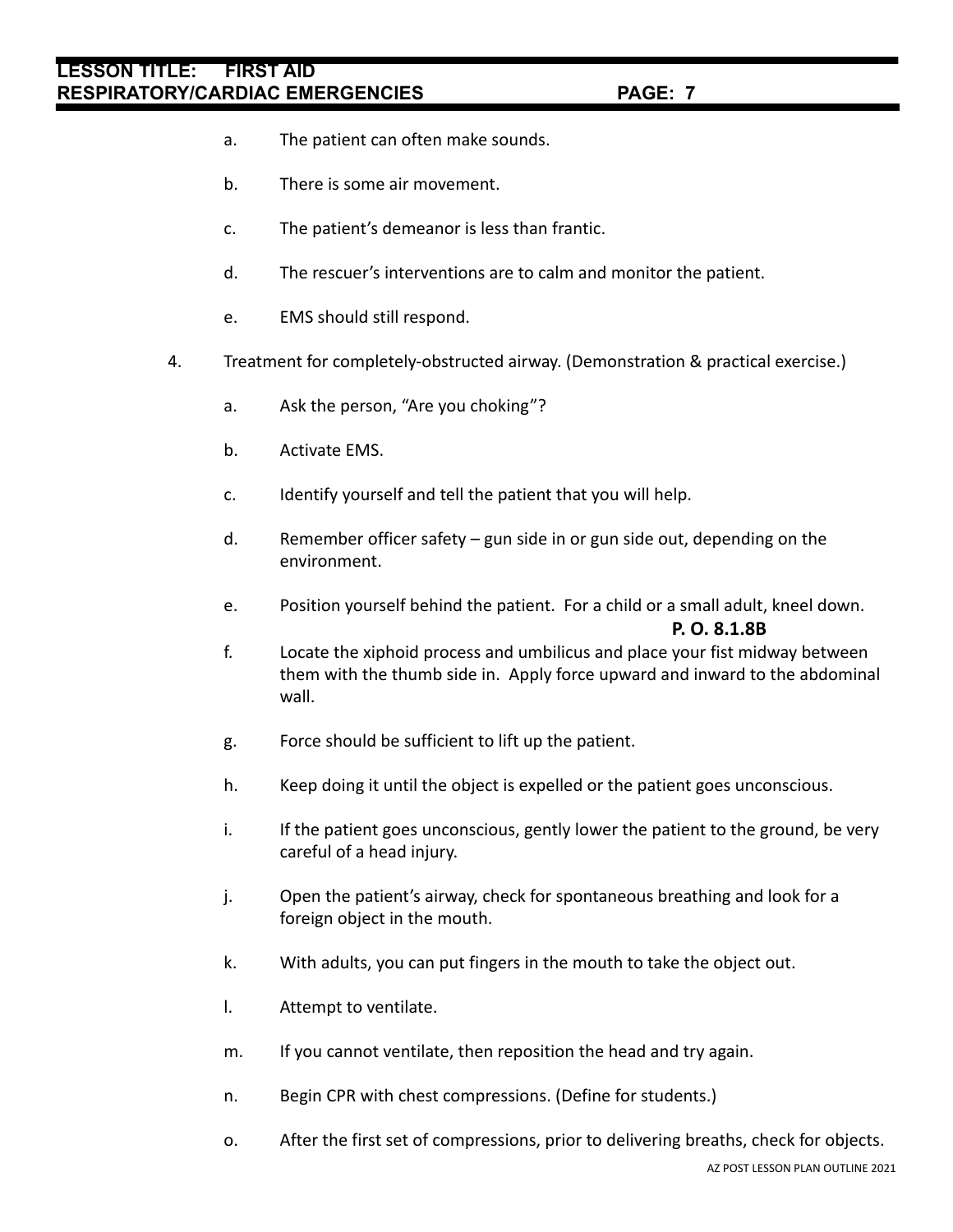a. The patient can often make sounds.

b. There is some air movement.

c. The patient's demeanor is less than frantic.

d. The rescuer's interventions are to calm and monitor the patient.

e. EMS should still respond.

4. Treatment for completely-obstructed airway. (Demonstration & practical exercise.)

   a. Ask the person, "Are you choking"?

   b. Activate EMS.

   c. Identify yourself and tell the patient that you will help.

   d. Remember officer safety – gun side in or gun side out, depending on the environment.

   e. Position yourself behind the patient. For a child or a small adult, kneel down.

   **P. O. 8.1.8B**

   f. Locate the xiphoid process and umbilicus and place your fist midway between them with the thumb side in. Apply force upward and inward to the abdominal wall.

   g. Force should be sufficient to lift up the patient.

   h. Keep doing it until the object is expelled or the patient goes unconscious.

   i. If the patient goes unconscious, gently lower the patient to the ground, be very careful of a head injury.

   j. Open the patient's airway, check for spontaneous breathing and look for a foreign object in the mouth.

   k. With adults, you can put fingers in the mouth to take the object out.

   l. Attempt to ventilate.

   m. If you cannot ventilate, then reposition the head and try again.

   n. Begin CPR with chest compressions. (Define for students.)

   o. After the first set of compressions, prior to delivering breaths, check for objects.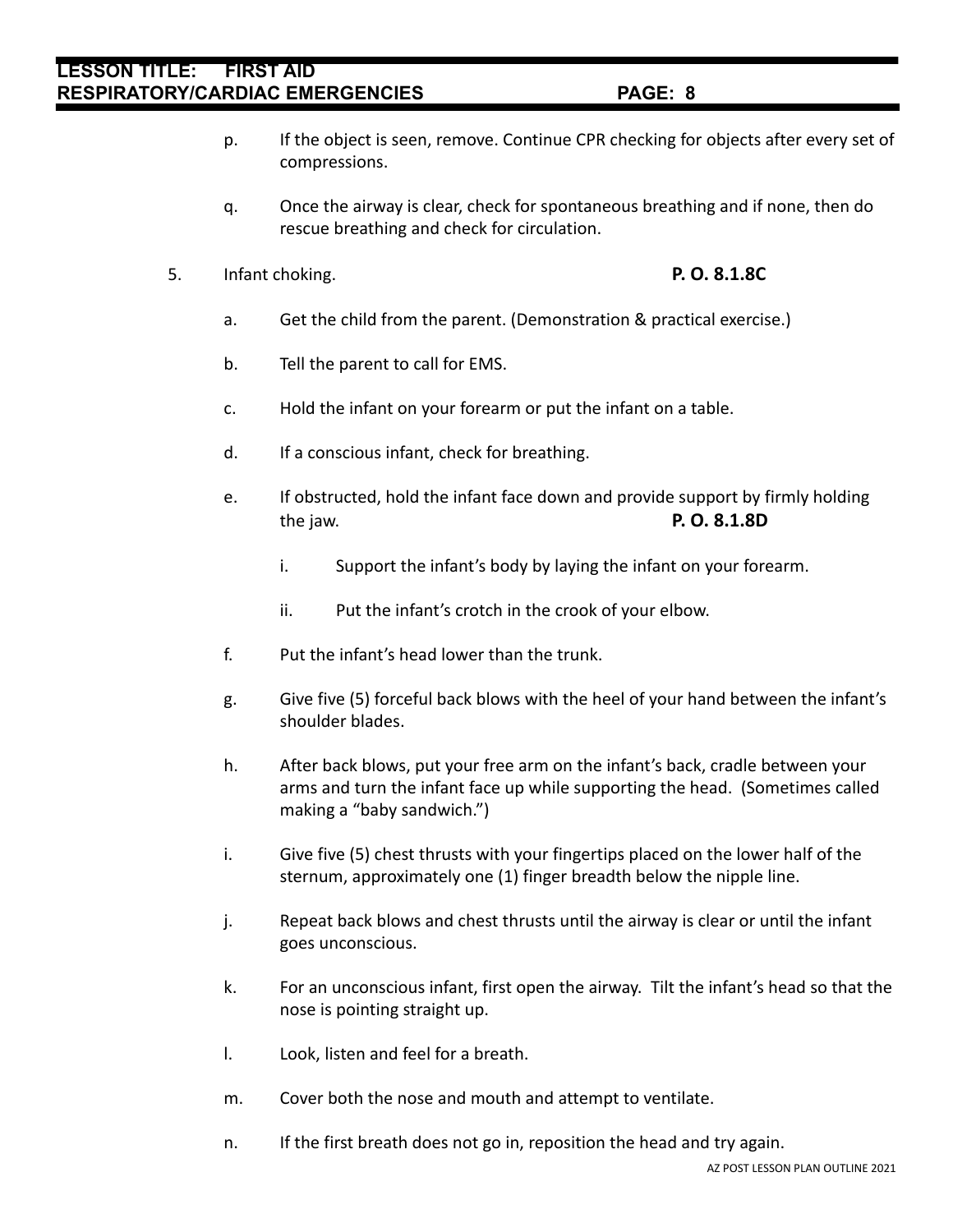p. If the object is seen, remove. Continue CPR checking for objects after every set of compressions.

q. Once the airway is clear, check for spontaneous breathing and if none, then do rescue breathing and check for circulation.

5. Infant choking. **P. O. 8.1.8C**

   a. Get the child from the parent. (Demonstration & practical exercise.)

   b. Tell the parent to call for EMS.

   c. Hold the infant on your forearm or put the infant on a table.

   d. If a conscious infant, check for breathing.

   e. If obstructed, hold the infant face down and provide support by firmly holding the jaw. **P. O. 8.1.8D**

      i. Support the infant's body by laying the infant on your forearm.

      ii. Put the infant's crotch in the crook of your elbow.

   f. Put the infant's head lower than the trunk.

   g. Give five (5) forceful back blows with the heel of your hand between the infant's shoulder blades.

   h. After back blows, put your free arm on the infant's back, cradle between your arms and turn the infant face up while supporting the head. (Sometimes called making a "baby sandwich.")

   i. Give five (5) chest thrusts with your fingertips placed on the lower half of the sternum, approximately one (1) finger breadth below the nipple line.

   j. Repeat back blows and chest thrusts until the airway is clear or until the infant goes unconscious.

   k. For an unconscious infant, first open the airway. Tilt the infant's head so that the nose is pointing straight up.

   l. Look, listen and feel for a breath.

   m. Cover both the nose and mouth and attempt to ventilate.

   n. If the first breath does not go in, reposition the head and try again.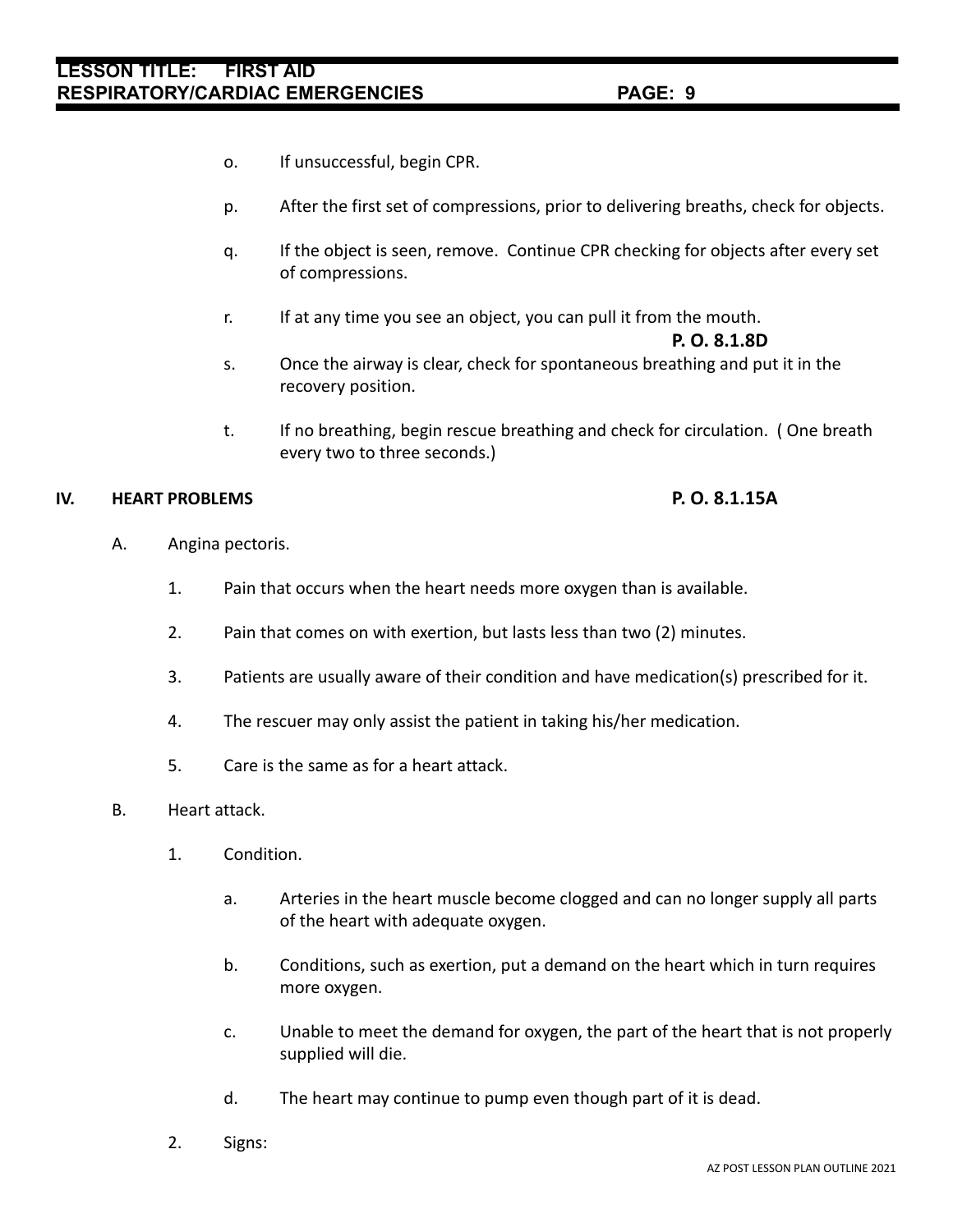o. If unsuccessful, begin CPR.

p. After the first set of compressions, prior to delivering breaths, check for objects.

q. If the object is seen, remove. Continue CPR checking for objects after every set of compressions.

r. If at any time you see an object, you can pull it from the mouth.

**P. O. 8.1.8D**

s. Once the airway is clear, check for spontaneous breathing and put it in the recovery position.

t. If no breathing, begin rescue breathing and check for circulation. ( One breath every two to three seconds.)

## IV. HEART PROBLEMS

**P. O. 8.1.15A**

A. Angina pectoris.

1. Pain that occurs when the heart needs more oxygen than is available.

2. Pain that comes on with exertion, but lasts less than two (2) minutes.

3. Patients are usually aware of their condition and have medication(s) prescribed for it.

4. The rescuer may only assist the patient in taking his/her medication.

5. Care is the same as for a heart attack.

B. Heart attack.

1. Condition.

   a. Arteries in the heart muscle become clogged and can no longer supply all parts of the heart with adequate oxygen.

   b. Conditions, such as exertion, put a demand on the heart which in turn requires more oxygen.

   c. Unable to meet the demand for oxygen, the part of the heart that is not properly supplied will die.

   d. The heart may continue to pump even though part of it is dead.

2. Signs: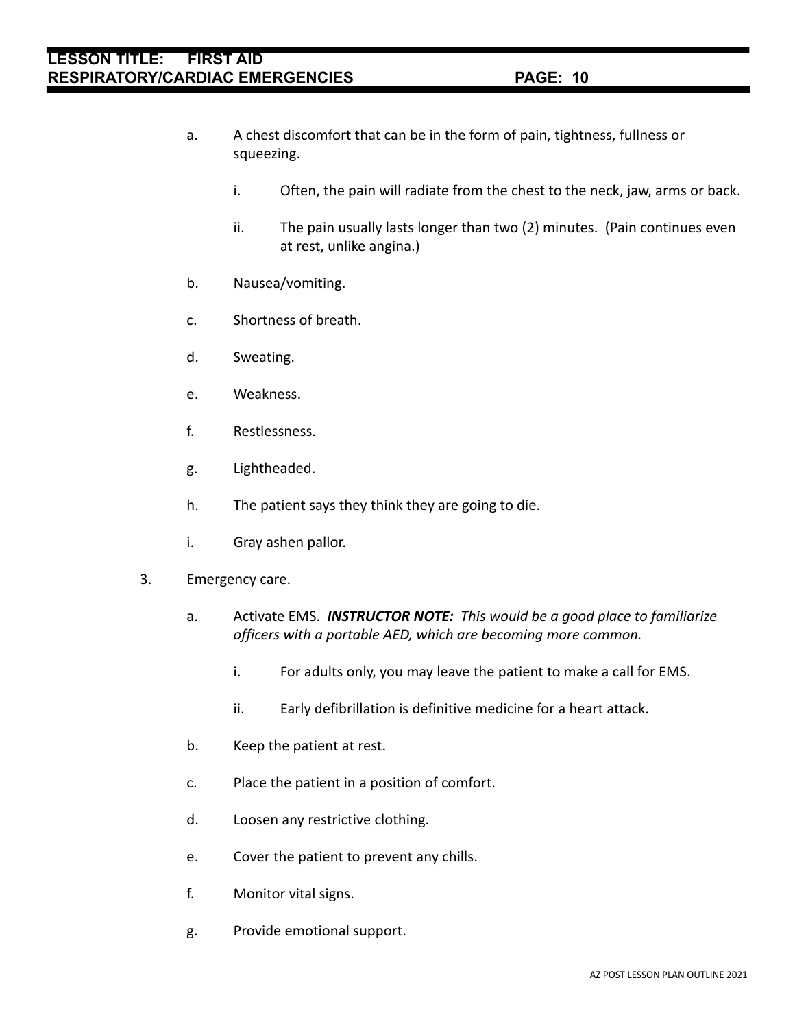a. A chest discomfort that can be in the form of pain, tightness, fullness or squeezing.

   i. Often, the pain will radiate from the chest to the neck, jaw, arms or back.

   ii. The pain usually lasts longer than two (2) minutes. (Pain continues even at rest, unlike angina.)

b. Nausea/vomiting.

c. Shortness of breath.

d. Sweating.

e. Weakness.

f. Restlessness.

g. Lightheaded.

h. The patient says they think they are going to die.

i. Gray ashen pallor.

3. Emergency care.

a. Activate EMS. ***INSTRUCTOR NOTE:*** *This would be a good place to familiarize officers with a portable AED, which are becoming more common.*

   i. For adults only, you may leave the patient to make a call for EMS.

   ii. Early defibrillation is definitive medicine for a heart attack.

b. Keep the patient at rest.

c. Place the patient in a position of comfort.

d. Loosen any restrictive clothing.

e. Cover the patient to prevent any chills.

f. Monitor vital signs.

g. Provide emotional support.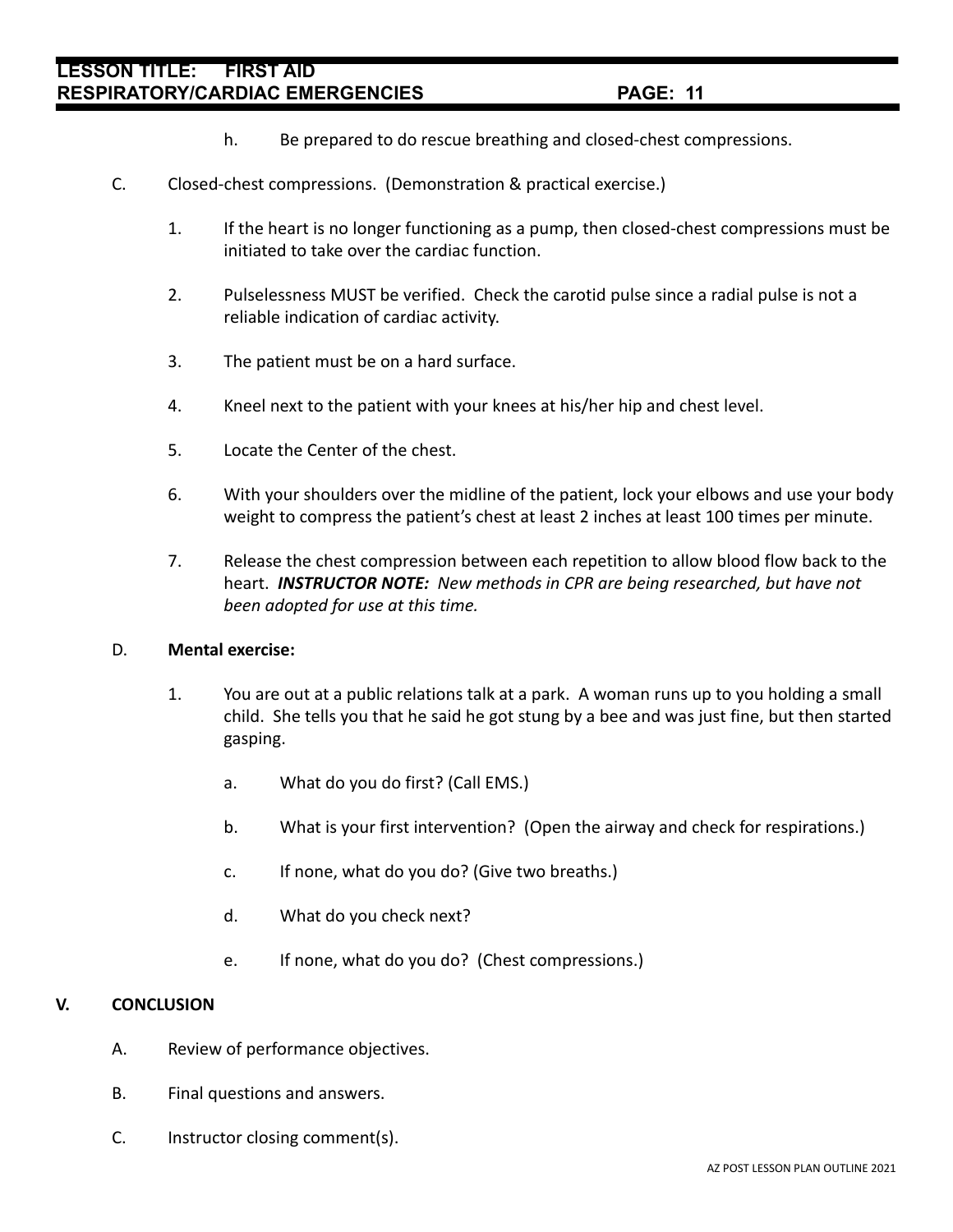h. Be prepared to do rescue breathing and closed-chest compressions.

C. Closed-chest compressions. (Demonstration & practical exercise.)

1. If the heart is no longer functioning as a pump, then closed-chest compressions must be initiated to take over the cardiac function.

2. Pulselessness MUST be verified. Check the carotid pulse since a radial pulse is not a reliable indication of cardiac activity.

3. The patient must be on a hard surface.

4. Kneel next to the patient with your knees at his/her hip and chest level.

5. Locate the Center of the chest.

6. With your shoulders over the midline of the patient, lock your elbows and use your body weight to compress the patient's chest at least 2 inches at least 100 times per minute.

7. Release the chest compression between each repetition to allow blood flow back to the heart. ***INSTRUCTOR NOTE:*** *New methods in CPR are being researched, but have not been adopted for use at this time.*

D. **Mental exercise:**

1. You are out at a public relations talk at a park. A woman runs up to you holding a small child. She tells you that he said he got stung by a bee and was just fine, but then started gasping.

   a. What do you do first? (Call EMS.)

   b. What is your first intervention? (Open the airway and check for respirations.)

   c. If none, what do you do? (Give two breaths.)

   d. What do you check next?

   e. If none, what do you do? (Chest compressions.)

## V. CONCLUSION

A. Review of performance objectives.

B. Final questions and answers.

C. Instructor closing comment(s).